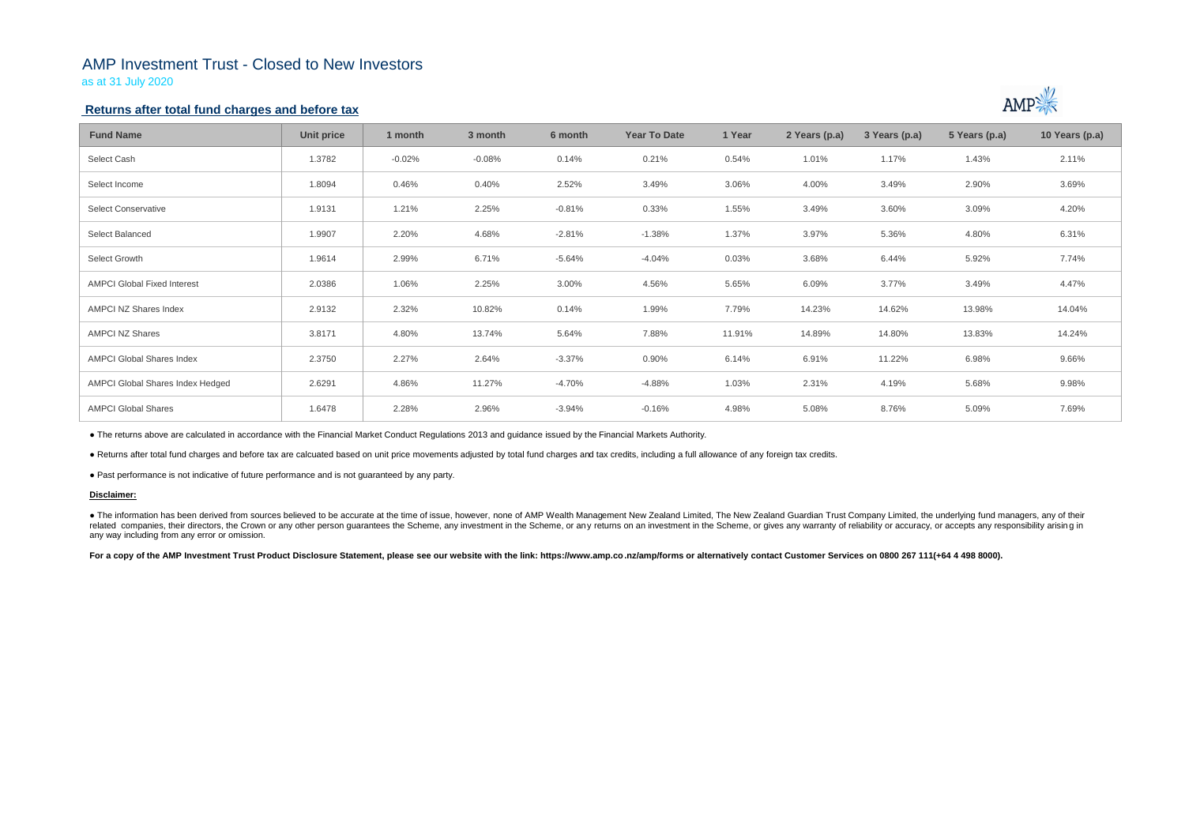# AMP Investment Trust - Closed to New Investors

as at 31 July 2020

## Returns after total fund charges and before tax

| Fund Name | Unit price | 1 month | 3 month | 6 month | Year To Date | 1 Year | 2 Years (p.a) | 3 Years (p.a) | 5 Years (p.a) | 10 Years (p.a) |
|---|---|---|---|---|---|---|---|---|---|---|
| Select Cash | 1.3782 | -0.02% | -0.08% | 0.14% | 0.21% | 0.54% | 1.01% | 1.17% | 1.43% | 2.11% |
| Select Income | 1.8094 | 0.46% | 0.40% | 2.52% | 3.49% | 3.06% | 4.00% | 3.49% | 2.90% | 3.69% |
| Select Conservative | 1.9131 | 1.21% | 2.25% | -0.81% | 0.33% | 1.55% | 3.49% | 3.60% | 3.09% | 4.20% |
| Select Balanced | 1.9907 | 2.20% | 4.68% | -2.81% | -1.38% | 1.37% | 3.97% | 5.36% | 4.80% | 6.31% |
| Select Growth | 1.9614 | 2.99% | 6.71% | -5.64% | -4.04% | 0.03% | 3.68% | 6.44% | 5.92% | 7.74% |
| AMPCI Global Fixed Interest | 2.0386 | 1.06% | 2.25% | 3.00% | 4.56% | 5.65% | 6.09% | 3.77% | 3.49% | 4.47% |
| AMPCI NZ Shares Index | 2.9132 | 2.32% | 10.82% | 0.14% | 1.99% | 7.79% | 14.23% | 14.62% | 13.98% | 14.04% |
| AMPCI NZ Shares | 3.8171 | 4.80% | 13.74% | 5.64% | 7.88% | 11.91% | 14.89% | 14.80% | 13.83% | 14.24% |
| AMPCI Global Shares Index | 2.3750 | 2.27% | 2.64% | -3.37% | 0.90% | 6.14% | 6.91% | 11.22% | 6.98% | 9.66% |
| AMPCI Global Shares Index Hedged | 2.6291 | 4.86% | 11.27% | -4.70% | -4.88% | 1.03% | 2.31% | 4.19% | 5.68% | 9.98% |
| AMPCI Global Shares | 1.6478 | 2.28% | 2.96% | -3.94% | -0.16% | 4.98% | 5.08% | 8.76% | 5.09% | 7.69% |

- The returns above are calculated in accordance with the Financial Market Conduct Regulations 2013 and guidance issued by the Financial Markets Authority.

- Returns after total fund charges and before tax are calcuated based on unit price movements adjusted by total fund charges and tax credits, including a full allowance of any foreign tax credits.

- Past performance is not indicative of future performance and is not guaranteed by any party.

**Disclaimer:**

- The information has been derived from sources believed to be accurate at the time of issue, however, none of AMP Wealth Management New Zealand Limited, The New Zealand Guardian Trust Company Limited, the underlying fund managers, any of their related companies, their directors, the Crown or any other person guarantees the Scheme, any investment in the Scheme, or any returns on an investment in the Scheme, or gives any warranty of reliability or accuracy, or accepts any responsibility arising in any way including from any error or omission.

**For a copy of the AMP Investment Trust Product Disclosure Statement, please see our website with the link: https://www.amp.co.nz/amp/forms or alternatively contact Customer Services on 0800 267 111(+64 4 498 8000).**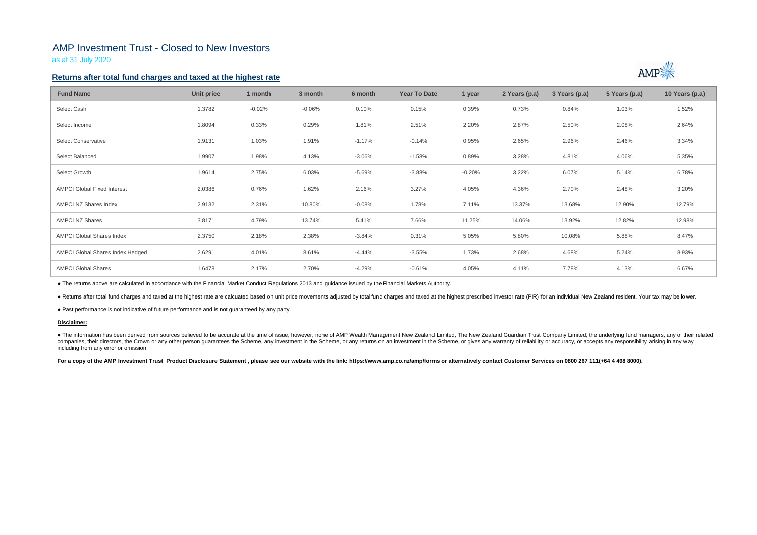# AMP Investment Trust - Closed to New Investors

as at 31 July 2020

## Returns after total fund charges and taxed at the highest rate

| Fund Name | Unit price | 1 month | 3 month | 6 month | Year To Date | 1 year | 2 Years (p.a) | 3 Years (p.a) | 5 Years (p.a) | 10 Years (p.a) |
|---|---|---|---|---|---|---|---|---|---|---|
| Select Cash | 1.3782 | -0.02% | -0.06% | 0.10% | 0.15% | 0.39% | 0.73% | 0.84% | 1.03% | 1.52% |
| Select Income | 1.8094 | 0.33% | 0.29% | 1.81% | 2.51% | 2.20% | 2.87% | 2.50% | 2.08% | 2.64% |
| Select Conservative | 1.9131 | 1.03% | 1.91% | -1.17% | -0.14% | 0.95% | 2.65% | 2.96% | 2.46% | 3.34% |
| Select Balanced | 1.9907 | 1.98% | 4.13% | -3.06% | -1.58% | 0.89% | 3.28% | 4.81% | 4.06% | 5.35% |
| Select Growth | 1.9614 | 2.75% | 6.03% | -5.69% | -3.88% | -0.20% | 3.22% | 6.07% | 5.14% | 6.78% |
| AMPCI Global Fixed Interest | 2.0386 | 0.76% | 1.62% | 2.16% | 3.27% | 4.05% | 4.36% | 2.70% | 2.48% | 3.20% |
| AMPCI NZ Shares Index | 2.9132 | 2.31% | 10.80% | -0.08% | 1.78% | 7.11% | 13.37% | 13.68% | 12.90% | 12.79% |
| AMPCI NZ Shares | 3.8171 | 4.79% | 13.74% | 5.41% | 7.66% | 11.25% | 14.06% | 13.92% | 12.82% | 12.98% |
| AMPCI Global Shares Index | 2.3750 | 2.18% | 2.38% | -3.84% | 0.31% | 5.05% | 5.80% | 10.08% | 5.88% | 8.47% |
| AMPCI Global Shares Index Hedged | 2.6291 | 4.01% | 8.61% | -4.44% | -3.55% | 1.73% | 2.68% | 4.68% | 5.24% | 8.93% |
| AMPCI Global Shares | 1.6478 | 2.17% | 2.70% | -4.29% | -0.61% | 4.05% | 4.11% | 7.78% | 4.13% | 6.67% |

● The returns above are calculated in accordance with the Financial Market Conduct Regulations 2013 and guidance issued by the Financial Markets Authority.

● Returns after total fund charges and taxed at the highest rate are calcuated based on unit price movements adjusted by total fund charges and taxed at the highest prescribed investor rate (PIR) for an individual New Zealand resident. Your tax may be lower.

● Past performance is not indicative of future performance and is not guaranteed by any party.

**Disclaimer:**

● The information has been derived from sources believed to be accurate at the time of issue, however, none of AMP Wealth Management New Zealand Limited, The New Zealand Guardian Trust Company Limited, the underlying fund managers, any of their related companies, their directors, the Crown or any other person guarantees the Scheme, any investment in the Scheme, or any returns on an investment in the Scheme, or gives any warranty of reliability or accuracy, or accepts any responsibility arising in any way including from any error or omission.

**For a copy of the AMP Investment Trust Product Disclosure Statement , please see our website with the link: https://www.amp.co.nz/amp/forms or alternatively contact Customer Services on 0800 267 111(+64 4 498 8000).**